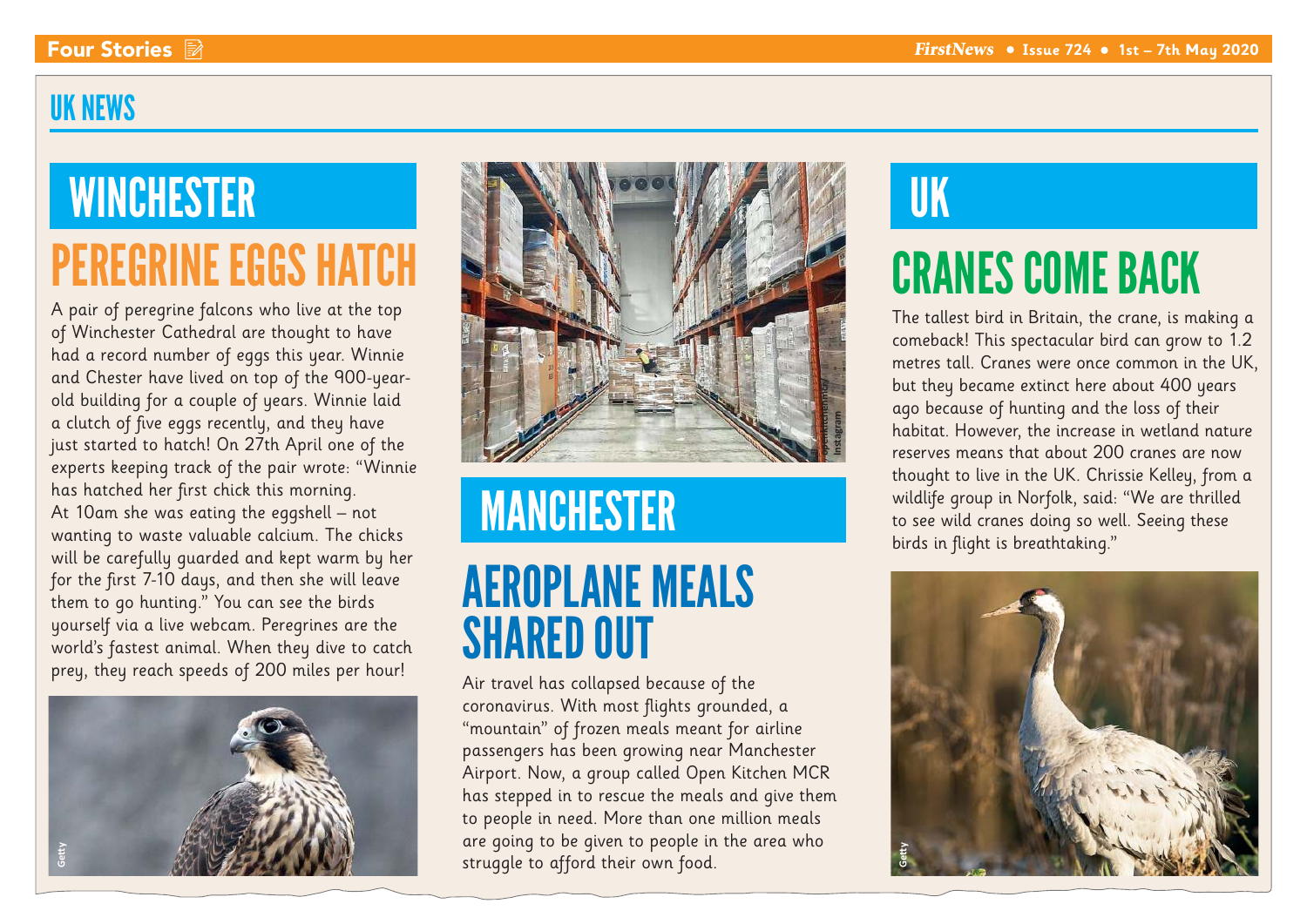## UK NEWS

### WINCHESTER

# PEREGRINE EGGS HATCH

A pair of peregrine falcons who live at the top of Winchester Cathedral are thought to have had a record number of eggs this year. Winnie and Chester have lived on top of the 900-year-old building for a couple of years. Winnie laid a clutch of five eggs recently, and they have just started to hatch! On 27th April one of the experts keeping track of the pair wrote: "Winnie has hatched her first chick this morning. At 10am she was eating the eggshell – not wanting to waste valuable calcium. The chicks will be carefully guarded and kept warm by her for the first 7-10 days, and then she will leave them to go hunting." You can see the birds yourself via a live webcam. Peregrines are the world's fastest animal. When they dive to catch prey, they reach speeds of 200 miles per hour!

Getty

Instagram

### MANCHESTER

# AEROPLANE MEALS SHARED OUT

Air travel has collapsed because of the coronavirus. With most flights grounded, a "mountain" of frozen meals meant for airline passengers has been growing near Manchester Airport. Now, a group called Open Kitchen MCR has stepped in to rescue the meals and give them to people in need. More than one million meals are going to be given to people in the area who struggle to afford their own food.

### UK

# CRANES COME BACK

The tallest bird in Britain, the crane, is making a comeback! This spectacular bird can grow to 1.2 metres tall. Cranes were once common in the UK, but they became extinct here about 400 years ago because of hunting and the loss of their habitat. However, the increase in wetland nature reserves means that about 200 cranes are now thought to live in the UK. Chrissie Kelley, from a wildlife group in Norfolk, said: "We are thrilled to see wild cranes doing so well. Seeing these birds in flight is breathtaking."

Getty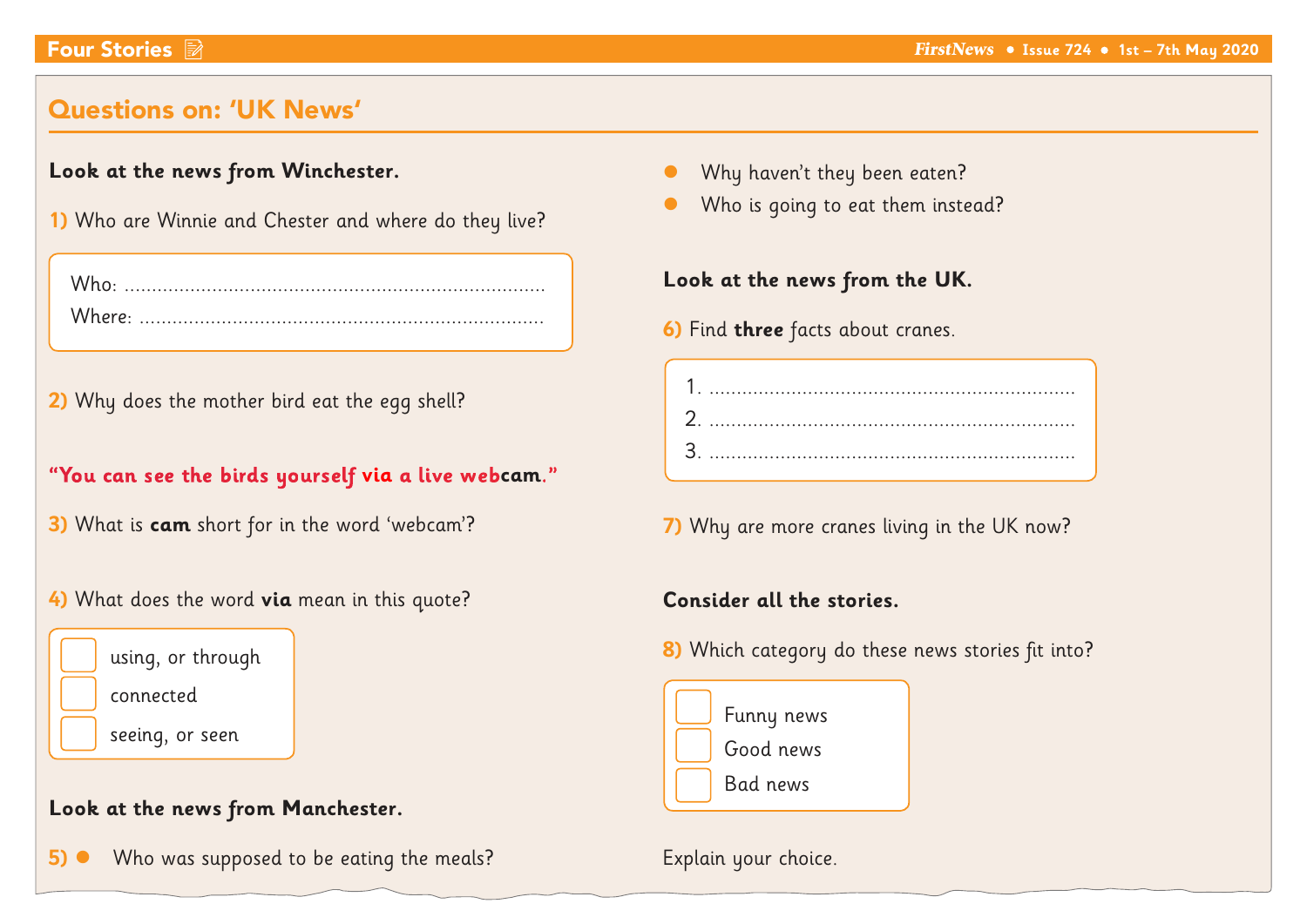## Questions on: 'UK News'

**Look at the news from Winchester.**

**1)** Who are Winnie and Chester and where do they live?

Who: ..............................................................................

Where: ..........................................................................

**2)** Why does the mother bird eat the egg shell?

**"You can see the birds yourself via a live webcam."**

**3)** What is **cam** short for in the word 'webcam'?

**4)** What does the word **via** mean in this quote?

- [ ] using, or through
- [ ] connected
- [ ] seeing, or seen

**Look at the news from Manchester.**

**5)**
- Who was supposed to be eating the meals?
- Why haven't they been eaten?
- Who is going to eat them instead?

**Look at the news from the UK.**

**6)** Find **three** facts about cranes.

1. ....................................................................
2. ....................................................................
3. ....................................................................

**7)** Why are more cranes living in the UK now?

**Consider all the stories.**

**8)** Which category do these news stories fit into?

- [ ] Funny news
- [ ] Good news
- [ ] Bad news

Explain your choice.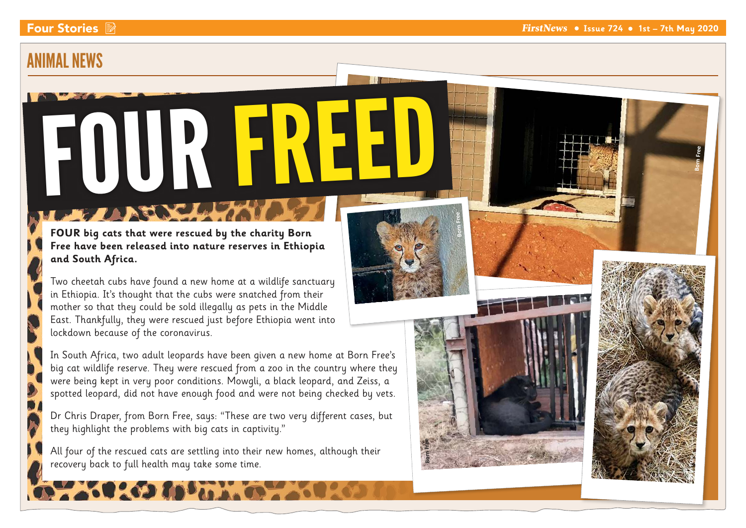## ANIMAL NEWS

# FOUR FREED

**FOUR big cats that were rescued by the charity Born Free have been released into nature reserves in Ethiopia and South Africa.**

Two cheetah cubs have found a new home at a wildlife sanctuary in Ethiopia. It's thought that the cubs were snatched from their mother so that they could be sold illegally as pets in the Middle East. Thankfully, they were rescued just before Ethiopia went into lockdown because of the coronavirus.

In South Africa, two adult leopards have been given a new home at Born Free's big cat wildlife reserve. They were rescued from a zoo in the country where they were being kept in very poor conditions. Mowgli, a black leopard, and Zeiss, a spotted leopard, did not have enough food and were not being checked by vets.

Dr Chris Draper, from Born Free, says: "These are two very different cases, but they highlight the problems with big cats in captivity."

All four of the rescued cats are settling into their new homes, although their recovery back to full health may take some time.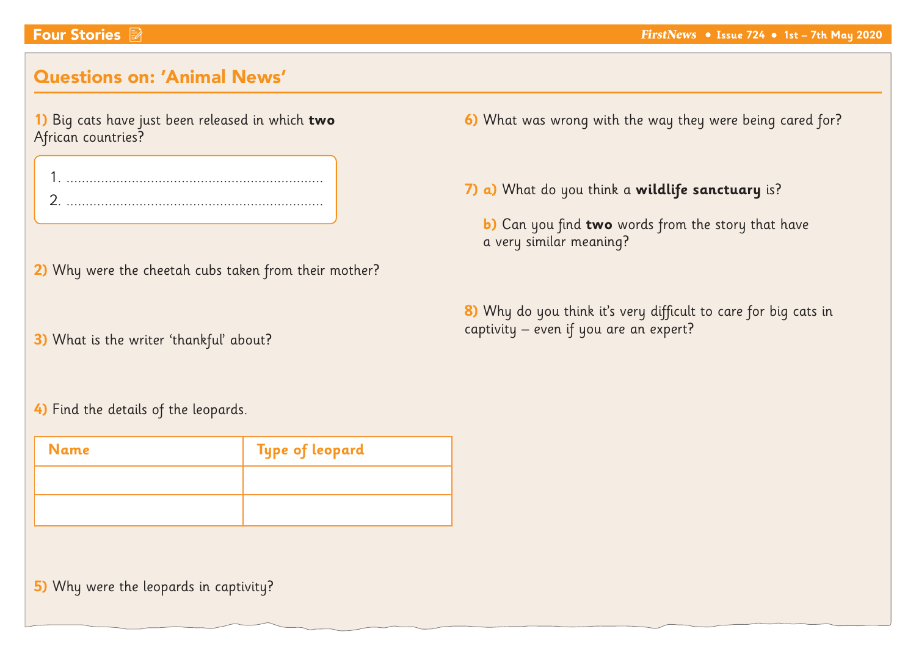## Questions on: 'Animal News'

**1)** Big cats have just been released in which **two** African countries?

1. ..................................................................
2. ..................................................................

**2)** Why were the cheetah cubs taken from their mother?

**3)** What is the writer 'thankful' about?

**4)** Find the details of the leopards.

| Name | Type of leopard |
| --- | --- |
| | |
| | |

**5)** Why were the leopards in captivity?

**6)** What was wrong with the way they were being cared for?

**7) a)** What do you think a **wildlife sanctuary** is?

**b)** Can you find **two** words from the story that have a very similar meaning?

**8)** Why do you think it's very difficult to care for big cats in captivity – even if you are an expert?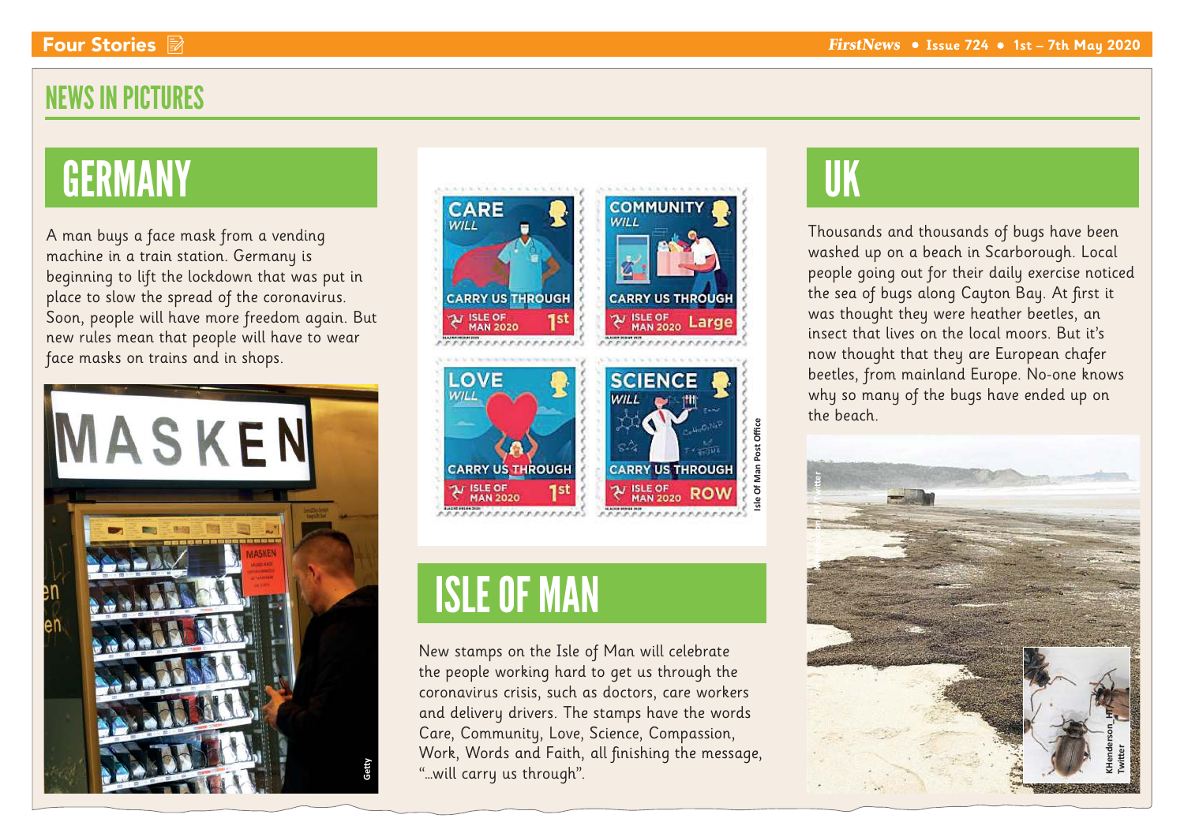# NEWS IN PICTURES

## GERMANY

A man buys a face mask from a vending machine in a train station. Germany is beginning to lift the lockdown that was put in place to slow the spread of the coronavirus. Soon, people will have more freedom again. But new rules mean that people will have to wear face masks on trains and in shops.

Getty

Isle Of Man Post Office

## ISLE OF MAN

New stamps on the Isle of Man will celebrate the people working hard to get us through the coronavirus crisis, such as doctors, care workers and delivery drivers. The stamps have the words Care, Community, Love, Science, Compassion, Work, Words and Faith, all finishing the message, "...will carry us through".

## UK

Thousands and thousands of bugs have been washed up on a beach in Scarborough. Local people going out for their daily exercise noticed the sea of bugs along Cayton Bay. At first it was thought they were heather beetles, an insect that lives on the local moors. But it's now thought that they are European chafer beetles, from mainland Europe. No-one knows why so many of the bugs have ended up on the beach.

KHenderson_HT Twitter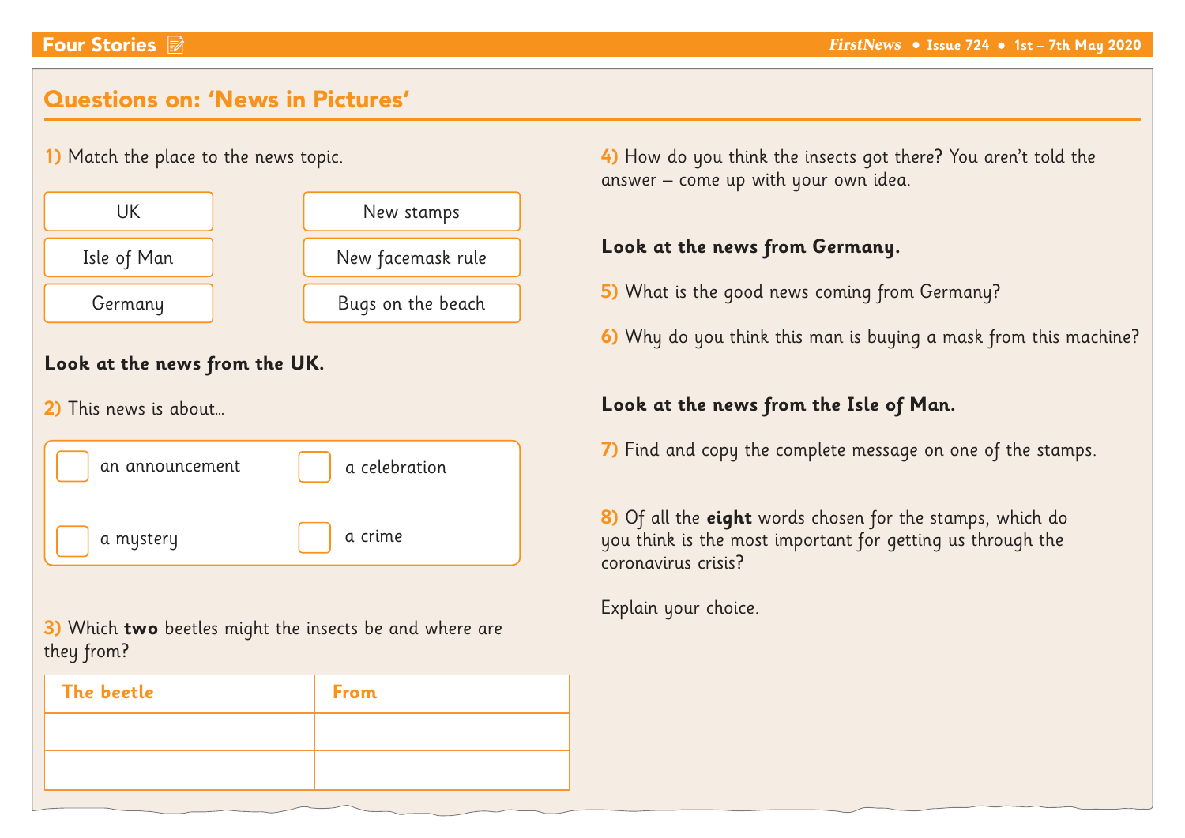## Questions on: 'News in Pictures'

**1)** Match the place to the news topic.

| Place | News topic |
| --- | --- |
| UK | New stamps |
| Isle of Man | New facemask rule |
| Germany | Bugs on the beach |

**Look at the news from the UK.**

**2)** This news is about...

- [ ] an announcement
- [ ] a celebration
- [ ] a mystery
- [ ] a crime

**3)** Which **two** beetles might the insects be and where are they from?

| The beetle | From |
| --- | --- |
| | |
| | |

**4)** How do you think the insects got there? You aren't told the answer – come up with your own idea.

**Look at the news from Germany.**

**5)** What is the good news coming from Germany?

**6)** Why do you think this man is buying a mask from this machine?

**Look at the news from the Isle of Man.**

**7)** Find and copy the complete message on one of the stamps.

**8)** Of all the **eight** words chosen for the stamps, which do you think is the most important for getting us through the coronavirus crisis?

Explain your choice.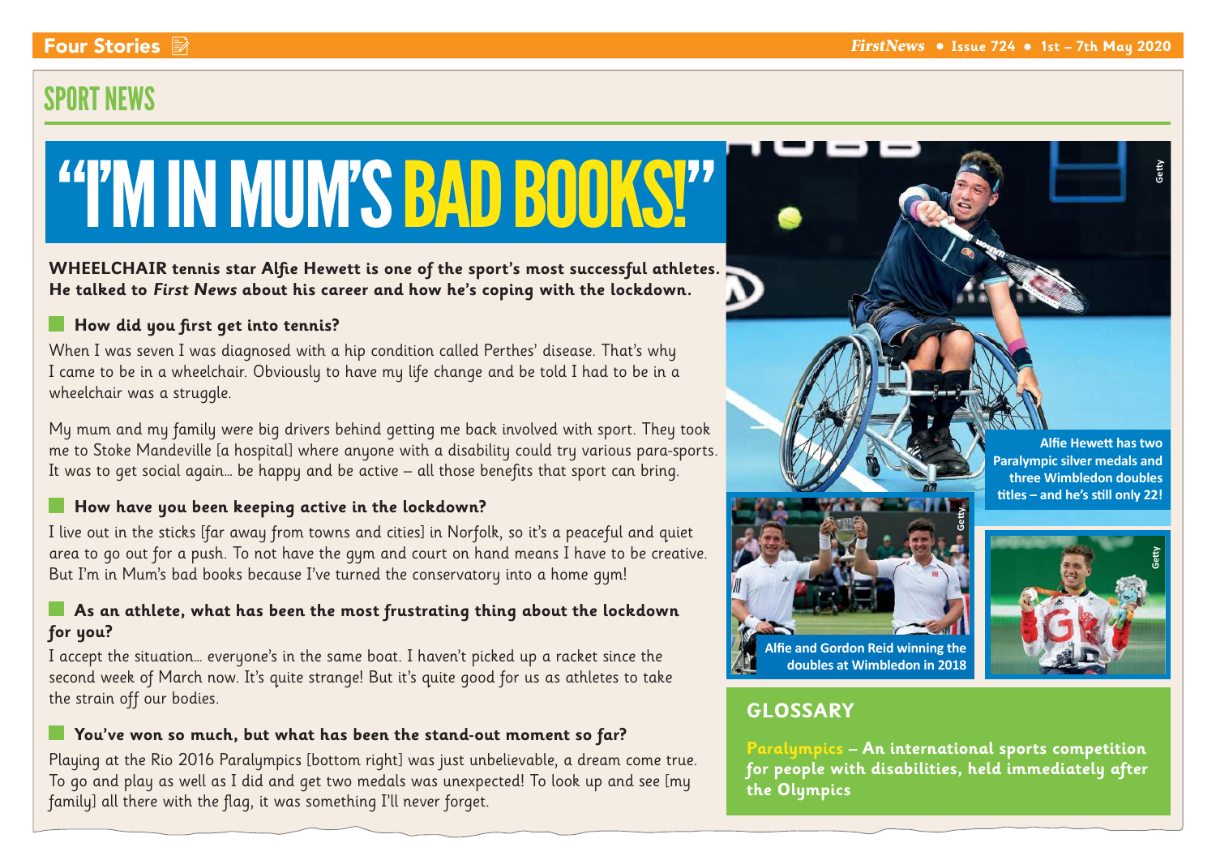## SPORT NEWS

# "I'M IN MUM'S BAD BOOKS!"

**WHEELCHAIR tennis star Alfie Hewett is one of the sport's most successful athletes. He talked to *First News* about his career and how he's coping with the lockdown.**

### How did you first get into tennis?

When I was seven I was diagnosed with a hip condition called Perthes' disease. That's why I came to be in a wheelchair. Obviously to have my life change and be told I had to be in a wheelchair was a struggle.

My mum and my family were big drivers behind getting me back involved with sport. They took me to Stoke Mandeville [a hospital] where anyone with a disability could try various para-sports. It was to get social again… be happy and be active – all those benefits that sport can bring.

### How have you been keeping active in the lockdown?

I live out in the sticks [far away from towns and cities] in Norfolk, so it's a peaceful and quiet area to go out for a push. To not have the gym and court on hand means I have to be creative. But I'm in Mum's bad books because I've turned the conservatory into a home gym!

### As an athlete, what has been the most frustrating thing about the lockdown for you?

I accept the situation… everyone's in the same boat. I haven't picked up a racket since the second week of March now. It's quite strange! But it's quite good for us as athletes to take the strain off our bodies.

### You've won so much, but what has been the stand-out moment so far?

Playing at the Rio 2016 Paralympics [bottom right] was just unbelievable, a dream come true. To go and play as well as I did and get two medals was unexpected! To look up and see [my family] all there with the flag, it was something I'll never forget.

Alfie Hewett has two Paralympic silver medals and three Wimbledon doubles titles – and he's still only 22!

Alfie and Gordon Reid winning the doubles at Wimbledon in 2018

### GLOSSARY

**Paralympics** – An international sports competition for people with disabilities, held immediately after the Olympics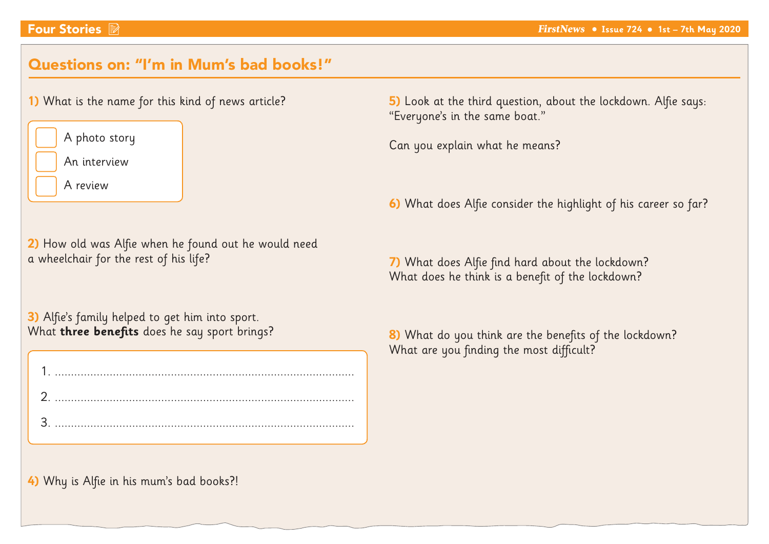## Questions on: "I'm in Mum's bad books!"

**1)** What is the name for this kind of news article?

- [ ] A photo story
- [ ] An interview
- [ ] A review

**2)** How old was Alfie when he found out he would need a wheelchair for the rest of his life?

**3)** Alfie's family helped to get him into sport. What **three benefits** does he say sport brings?

1. ...........................................................................................
2. ...........................................................................................
3. ...........................................................................................

**4)** Why is Alfie in his mum's bad books?!

**5)** Look at the third question, about the lockdown. Alfie says: "Everyone's in the same boat."

Can you explain what he means?

**6)** What does Alfie consider the highlight of his career so far?

**7)** What does Alfie find hard about the lockdown? What does he think is a benefit of the lockdown?

**8)** What do you think are the benefits of the lockdown? What are you finding the most difficult?